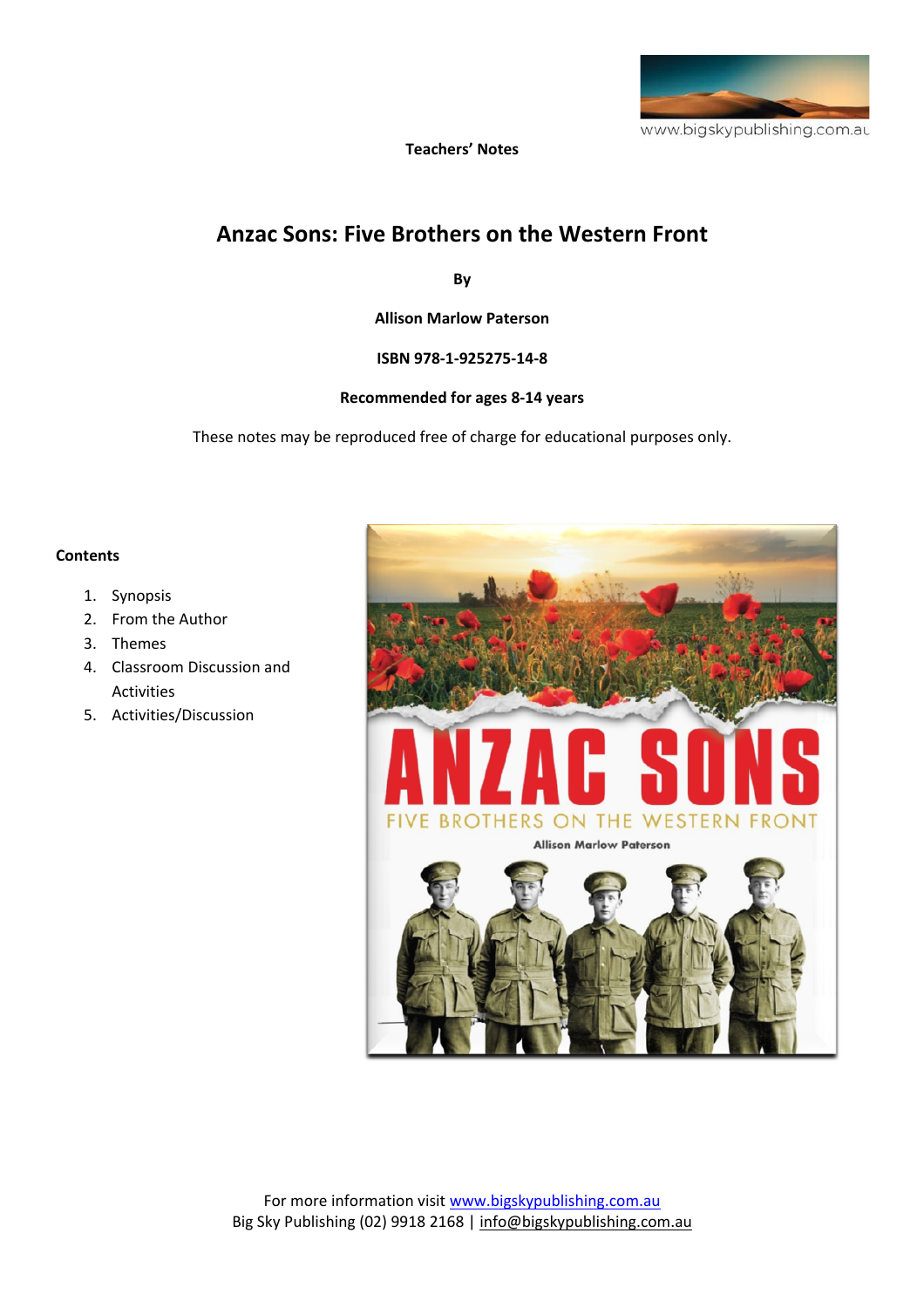**Teachers' Notes**

# Anzac Sons: Five Brothers on the Western Front

**By**

**Allison Marlow Paterson**

**ISBN 978-1-925275-14-8**

**Recommended for ages 8-14 years**

These notes may be reproduced free of charge for educational purposes only.

**Contents**

1. Synopsis
2. From the Author
3. Themes
4. Classroom Discussion and Activities
5. Activities/Discussion

For more information visit www.bigskypublishing.com.au
Big Sky Publishing (02) 9918 2168 | info@bigskypublishing.com.au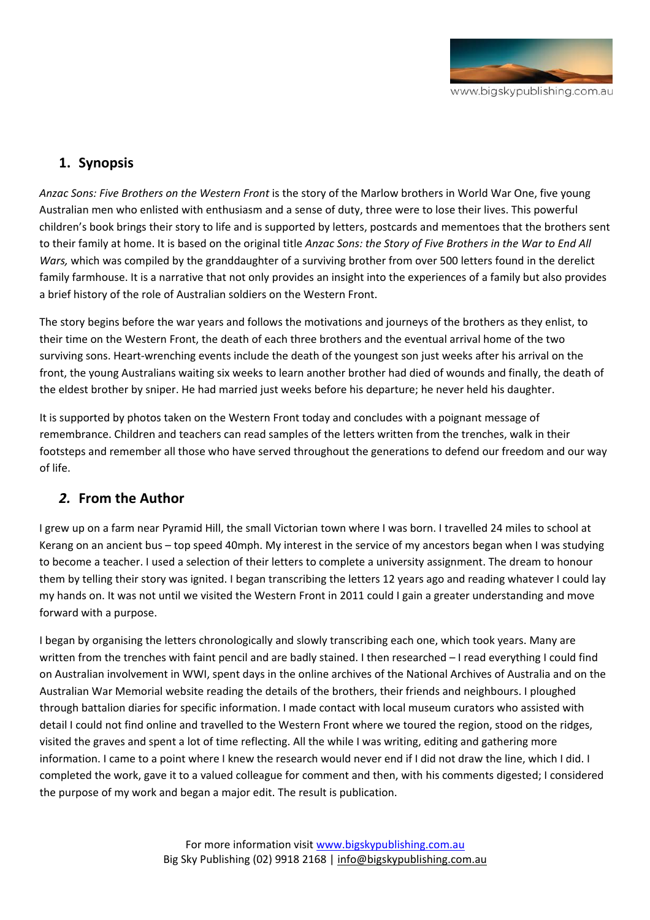## 1. Synopsis

*Anzac Sons: Five Brothers on the Western Front* is the story of the Marlow brothers in World War One, five young Australian men who enlisted with enthusiasm and a sense of duty, three were to lose their lives. This powerful children's book brings their story to life and is supported by letters, postcards and mementoes that the brothers sent to their family at home. It is based on the original title *Anzac Sons: the Story of Five Brothers in the War to End All Wars,* which was compiled by the granddaughter of a surviving brother from over 500 letters found in the derelict family farmhouse. It is a narrative that not only provides an insight into the experiences of a family but also provides a brief history of the role of Australian soldiers on the Western Front.

The story begins before the war years and follows the motivations and journeys of the brothers as they enlist, to their time on the Western Front, the death of each three brothers and the eventual arrival home of the two surviving sons. Heart-wrenching events include the death of the youngest son just weeks after his arrival on the front, the young Australians waiting six weeks to learn another brother had died of wounds and finally, the death of the eldest brother by sniper. He had married just weeks before his departure; he never held his daughter.

It is supported by photos taken on the Western Front today and concludes with a poignant message of remembrance. Children and teachers can read samples of the letters written from the trenches, walk in their footsteps and remember all those who have served throughout the generations to defend our freedom and our way of life.

## *2.* From the Author

I grew up on a farm near Pyramid Hill, the small Victorian town where I was born. I travelled 24 miles to school at Kerang on an ancient bus – top speed 40mph. My interest in the service of my ancestors began when I was studying to become a teacher. I used a selection of their letters to complete a university assignment. The dream to honour them by telling their story was ignited. I began transcribing the letters 12 years ago and reading whatever I could lay my hands on. It was not until we visited the Western Front in 2011 could I gain a greater understanding and move forward with a purpose.

I began by organising the letters chronologically and slowly transcribing each one, which took years. Many are written from the trenches with faint pencil and are badly stained. I then researched – I read everything I could find on Australian involvement in WWI, spent days in the online archives of the National Archives of Australia and on the Australian War Memorial website reading the details of the brothers, their friends and neighbours. I ploughed through battalion diaries for specific information. I made contact with local museum curators who assisted with detail I could not find online and travelled to the Western Front where we toured the region, stood on the ridges, visited the graves and spent a lot of time reflecting. All the while I was writing, editing and gathering more information. I came to a point where I knew the research would never end if I did not draw the line, which I did. I completed the work, gave it to a valued colleague for comment and then, with his comments digested; I considered the purpose of my work and began a major edit. The result is publication.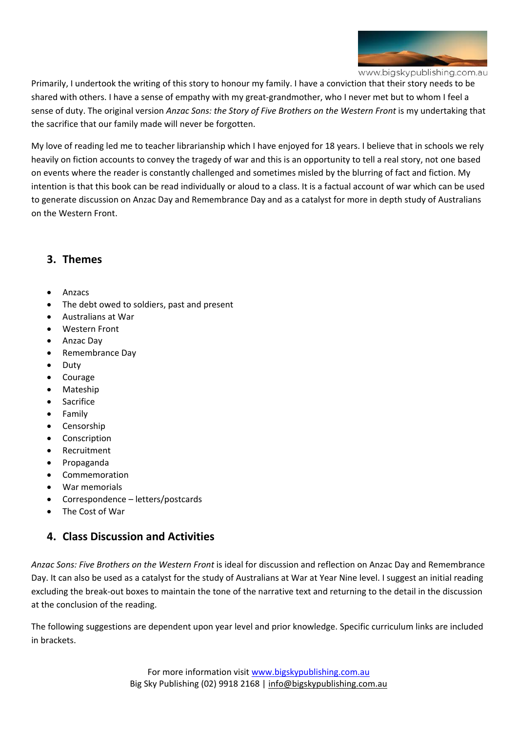Primarily, I undertook the writing of this story to honour my family. I have a conviction that their story needs to be shared with others. I have a sense of empathy with my great-grandmother, who I never met but to whom I feel a sense of duty. The original version *Anzac Sons: the Story of Five Brothers on the Western Front* is my undertaking that the sacrifice that our family made will never be forgotten.

My love of reading led me to teacher librarianship which I have enjoyed for 18 years. I believe that in schools we rely heavily on fiction accounts to convey the tragedy of war and this is an opportunity to tell a real story, not one based on events where the reader is constantly challenged and sometimes misled by the blurring of fact and fiction. My intention is that this book can be read individually or aloud to a class. It is a factual account of war which can be used to generate discussion on Anzac Day and Remembrance Day and as a catalyst for more in depth study of Australians on the Western Front.

## 3. Themes

- Anzacs
- The debt owed to soldiers, past and present
- Australians at War
- Western Front
- Anzac Day
- Remembrance Day
- Duty
- Courage
- Mateship
- Sacrifice
- Family
- Censorship
- Conscription
- Recruitment
- Propaganda
- Commemoration
- War memorials
- Correspondence – letters/postcards
- The Cost of War

## 4. Class Discussion and Activities

*Anzac Sons: Five Brothers on the Western Front* is ideal for discussion and reflection on Anzac Day and Remembrance Day. It can also be used as a catalyst for the study of Australians at War at Year Nine level. I suggest an initial reading excluding the break-out boxes to maintain the tone of the narrative text and returning to the detail in the discussion at the conclusion of the reading.

The following suggestions are dependent upon year level and prior knowledge. Specific curriculum links are included in brackets.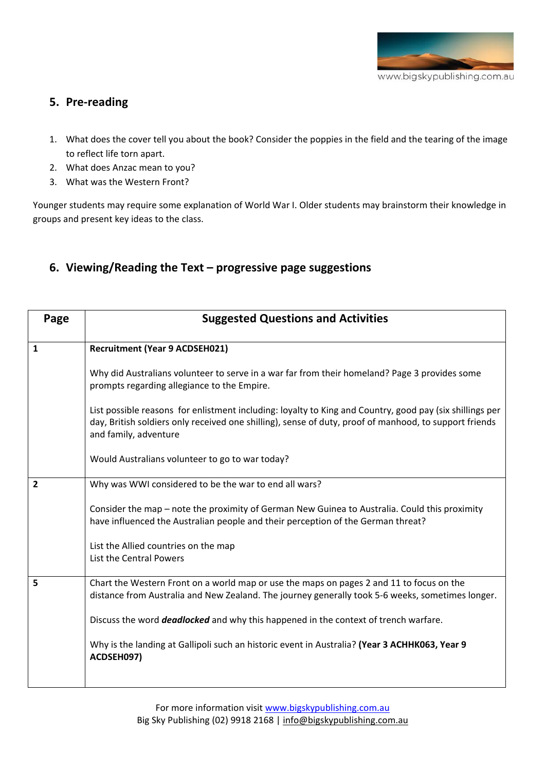## 5. Pre-reading

1. What does the cover tell you about the book? Consider the poppies in the field and the tearing of the image to reflect life torn apart.
2. What does Anzac mean to you?
3. What was the Western Front?

Younger students may require some explanation of World War I. Older students may brainstorm their knowledge in groups and present key ideas to the class.

## 6. Viewing/Reading the Text – progressive page suggestions

| Page | Suggested Questions and Activities |
|---|---|
| **1** | **Recruitment (Year 9 ACDSEH021)**<br><br>Why did Australians volunteer to serve in a war far from their homeland? Page 3 provides some prompts regarding allegiance to the Empire.<br><br>List possible reasons for enlistment including: loyalty to King and Country, good pay (six shillings per day, British soldiers only received one shilling), sense of duty, proof of manhood, to support friends and family, adventure<br><br>Would Australians volunteer to go to war today? |
| **2** | Why was WWI considered to be the war to end all wars?<br><br>Consider the map – note the proximity of German New Guinea to Australia. Could this proximity have influenced the Australian people and their perception of the German threat?<br><br>List the Allied countries on the map<br>List the Central Powers |
| **5** | Chart the Western Front on a world map or use the maps on pages 2 and 11 to focus on the distance from Australia and New Zealand. The journey generally took 5-6 weeks, sometimes longer.<br><br>Discuss the word ***deadlocked*** and why this happened in the context of trench warfare.<br><br>Why is the landing at Gallipoli such an historic event in Australia? **(Year 3 ACHHK063, Year 9 ACDSEH097)** |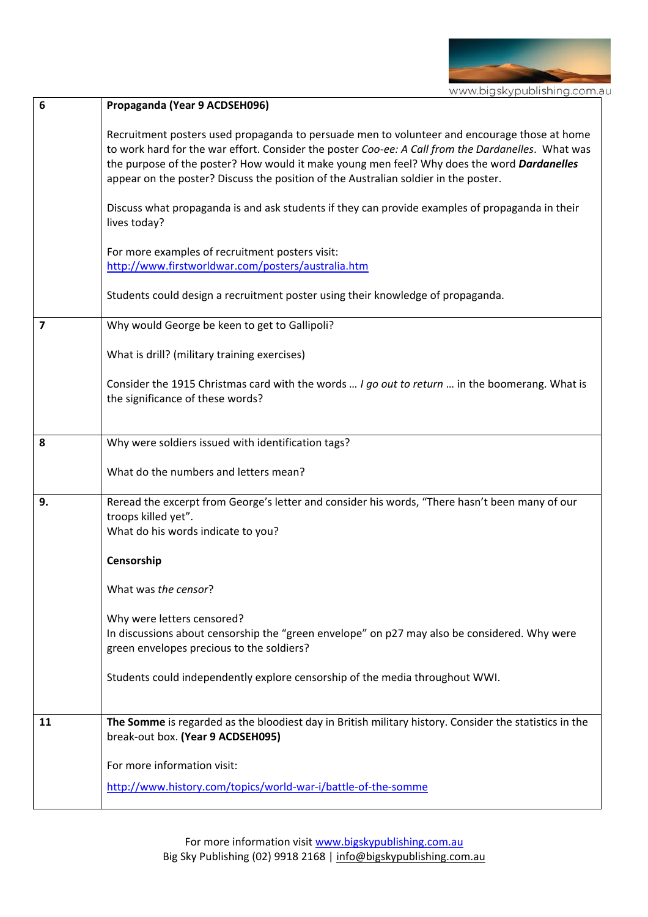| | |
|---|---|
| **6** | **Propaganda (Year 9 ACDSEH096)**<br><br>Recruitment posters used propaganda to persuade men to volunteer and encourage those at home to work hard for the war effort. Consider the poster *Coo-ee: A Call from the Dardanelles*. What was the purpose of the poster? How would it make young men feel? Why does the word ***Dardanelles*** appear on the poster? Discuss the position of the Australian soldier in the poster.<br><br>Discuss what propaganda is and ask students if they can provide examples of propaganda in their lives today?<br><br>For more examples of recruitment posters visit:<br>http://www.firstworldwar.com/posters/australia.htm<br><br>Students could design a recruitment poster using their knowledge of propaganda. |
| **7** | Why would George be keen to get to Gallipoli?<br><br>What is drill? (military training exercises)<br><br>Consider the 1915 Christmas card with the words … *I go out to return* … in the boomerang. What is the significance of these words? |
| **8** | Why were soldiers issued with identification tags?<br><br>What do the numbers and letters mean? |
| **9.** | Reread the excerpt from George's letter and consider his words, "There hasn't been many of our troops killed yet".<br>What do his words indicate to you?<br><br>**Censorship**<br><br>What was *the censor*?<br><br>Why were letters censored?<br>In discussions about censorship the "green envelope" on p27 may also be considered. Why were green envelopes precious to the soldiers?<br><br>Students could independently explore censorship of the media throughout WWI. |
| **11** | **The Somme** is regarded as the bloodiest day in British military history. Consider the statistics in the break-out box. **(Year 9 ACDSEH095)**<br><br>For more information visit:<br><br>http://www.history.com/topics/world-war-i/battle-of-the-somme |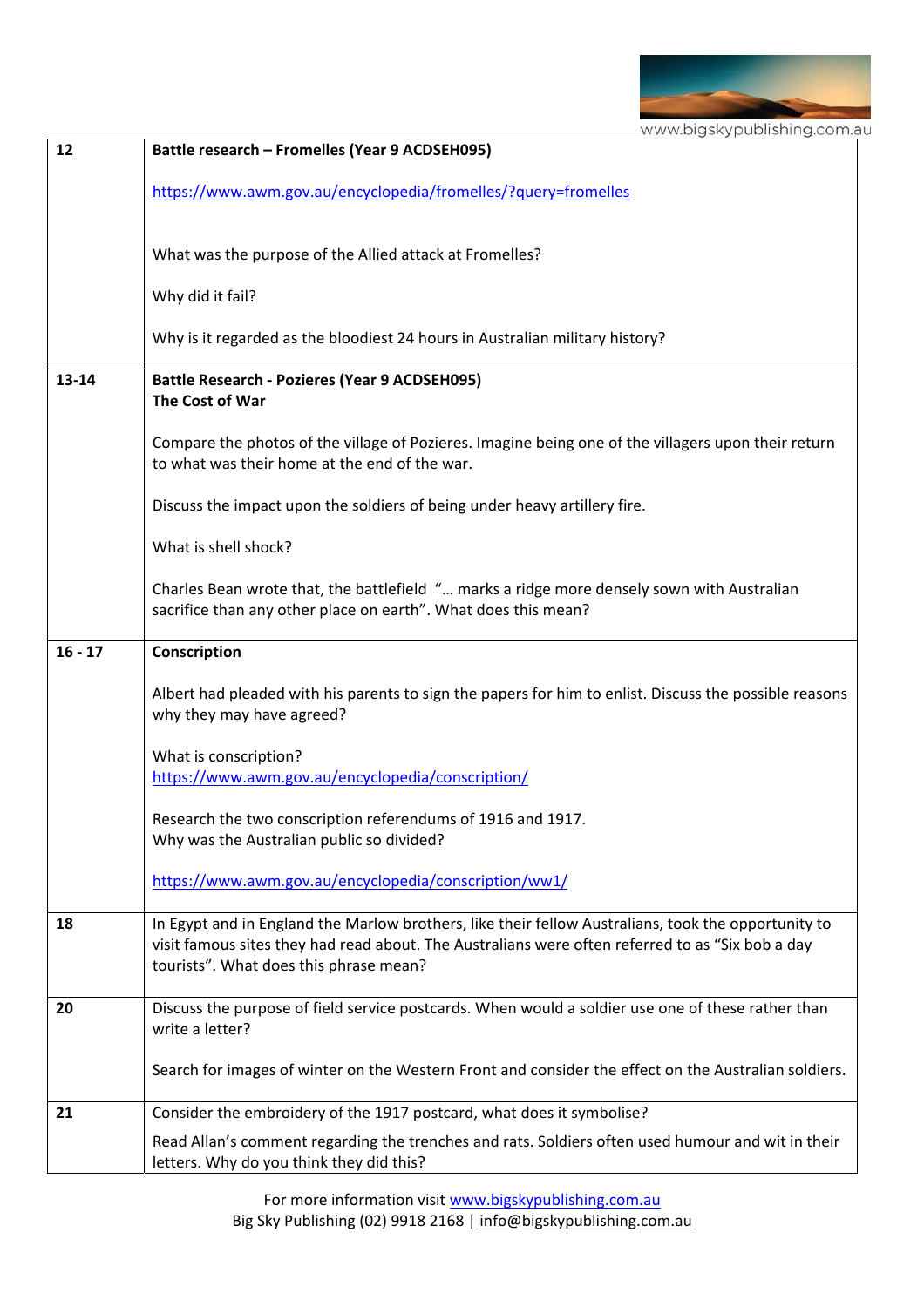| | |
|---|---|
| 12 | **Battle research – Fromelles (Year 9 ACDSEH095)**<br><br>https://www.awm.gov.au/encyclopedia/fromelles/?query=fromelles<br><br>What was the purpose of the Allied attack at Fromelles?<br><br>Why did it fail?<br><br>Why is it regarded as the bloodiest 24 hours in Australian military history? |
| 13-14 | **Battle Research - Pozieres (Year 9 ACDSEH095)**<br>**The Cost of War**<br><br>Compare the photos of the village of Pozieres. Imagine being one of the villagers upon their return to what was their home at the end of the war.<br><br>Discuss the impact upon the soldiers of being under heavy artillery fire.<br><br>What is shell shock?<br><br>Charles Bean wrote that, the battlefield "… marks a ridge more densely sown with Australian sacrifice than any other place on earth". What does this mean? |
| 16 - 17 | **Conscription**<br><br>Albert had pleaded with his parents to sign the papers for him to enlist. Discuss the possible reasons why they may have agreed?<br><br>What is conscription?<br>https://www.awm.gov.au/encyclopedia/conscription/<br><br>Research the two conscription referendums of 1916 and 1917.<br>Why was the Australian public so divided?<br><br>https://www.awm.gov.au/encyclopedia/conscription/ww1/ |
| 18 | In Egypt and in England the Marlow brothers, like their fellow Australians, took the opportunity to visit famous sites they had read about. The Australians were often referred to as "Six bob a day tourists". What does this phrase mean? |
| 20 | Discuss the purpose of field service postcards. When would a soldier use one of these rather than write a letter?<br><br>Search for images of winter on the Western Front and consider the effect on the Australian soldiers. |
| 21 | Consider the embroidery of the 1917 postcard, what does it symbolise?<br><br>Read Allan's comment regarding the trenches and rats. Soldiers often used humour and wit in their letters. Why do you think they did this? |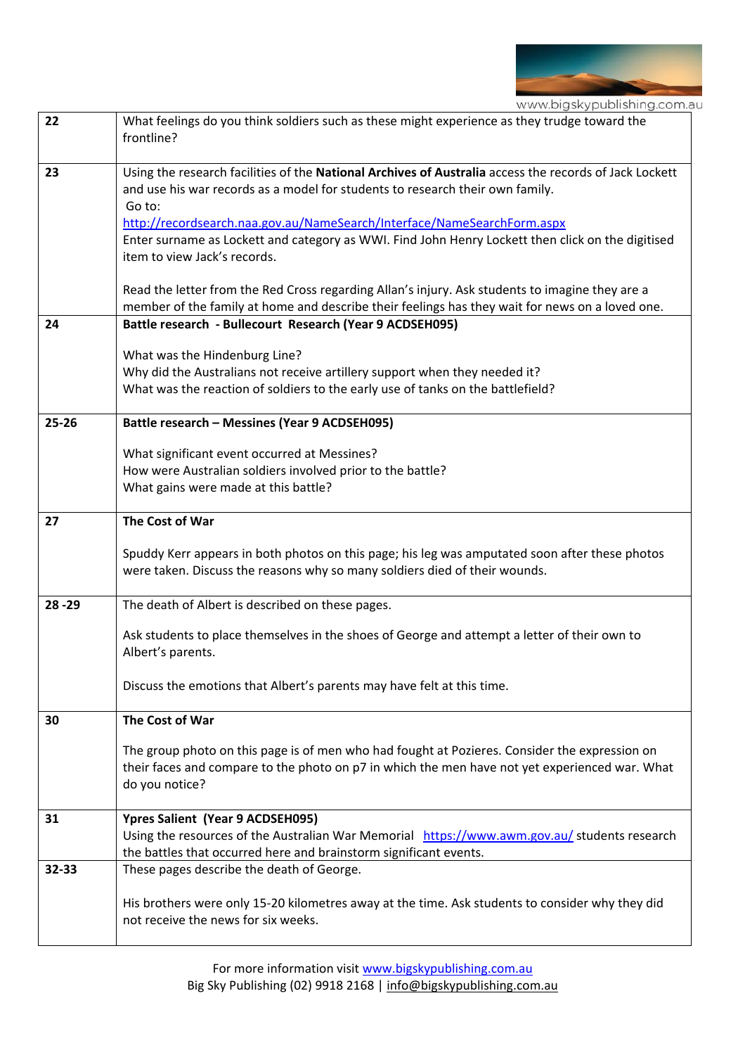| 22 | What feelings do you think soldiers such as these might experience as they trudge toward the frontline? |
|---|---|
| 23 | Using the research facilities of the **National Archives of Australia** access the records of Jack Lockett and use his war records as a model for students to research their own family.<br>Go to:<br>http://recordsearch.naa.gov.au/NameSearch/Interface/NameSearchForm.aspx<br>Enter surname as Lockett and category as WWI. Find John Henry Lockett then click on the digitised item to view Jack's records.<br><br>Read the letter from the Red Cross regarding Allan's injury. Ask students to imagine they are a member of the family at home and describe their feelings has they wait for news on a loved one. |
| 24 | **Battle research - Bullecourt Research (Year 9 ACDSEH095)**<br><br>What was the Hindenburg Line?<br>Why did the Australians not receive artillery support when they needed it?<br>What was the reaction of soldiers to the early use of tanks on the battlefield? |
| 25-26 | **Battle research – Messines (Year 9 ACDSEH095)**<br><br>What significant event occurred at Messines?<br>How were Australian soldiers involved prior to the battle?<br>What gains were made at this battle? |
| 27 | **The Cost of War**<br><br>Spuddy Kerr appears in both photos on this page; his leg was amputated soon after these photos were taken. Discuss the reasons why so many soldiers died of their wounds. |
| 28 -29 | The death of Albert is described on these pages.<br><br>Ask students to place themselves in the shoes of George and attempt a letter of their own to Albert's parents.<br><br>Discuss the emotions that Albert's parents may have felt at this time. |
| 30 | **The Cost of War**<br><br>The group photo on this page is of men who had fought at Pozieres. Consider the expression on their faces and compare to the photo on p7 in which the men have not yet experienced war. What do you notice? |
| 31 | **Ypres Salient (Year 9 ACDSEH095)**<br>Using the resources of the Australian War Memorial https://www.awm.gov.au/ students research the battles that occurred here and brainstorm significant events. |
| 32-33 | These pages describe the death of George.<br><br>His brothers were only 15-20 kilometres away at the time. Ask students to consider why they did not receive the news for six weeks. |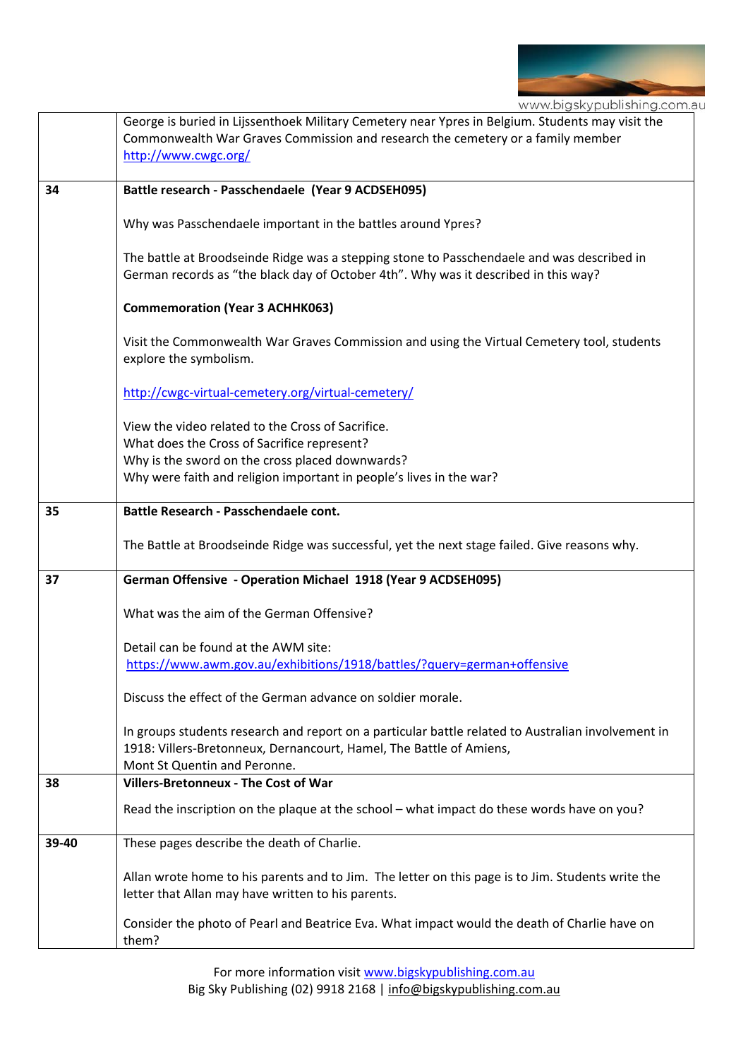| | |
|---|---|
| | George is buried in Lijssenthoek Military Cemetery near Ypres in Belgium. Students may visit the Commonwealth War Graves Commission and research the cemetery or a family member http://www.cwgc.org/ |
| 34 | **Battle research - Passchendaele (Year 9 ACDSEH095)**<br><br>Why was Passchendaele important in the battles around Ypres?<br><br>The battle at Broodseinde Ridge was a stepping stone to Passchendaele and was described in German records as "the black day of October 4th". Why was it described in this way?<br><br>**Commemoration (Year 3 ACHHK063)**<br><br>Visit the Commonwealth War Graves Commission and using the Virtual Cemetery tool, students explore the symbolism.<br><br>http://cwgc-virtual-cemetery.org/virtual-cemetery/<br><br>View the video related to the Cross of Sacrifice.<br>What does the Cross of Sacrifice represent?<br>Why is the sword on the cross placed downwards?<br>Why were faith and religion important in people's lives in the war? |
| 35 | **Battle Research - Passchendaele cont.**<br><br>The Battle at Broodseinde Ridge was successful, yet the next stage failed. Give reasons why. |
| 37 | **German Offensive - Operation Michael 1918 (Year 9 ACDSEH095)**<br><br>What was the aim of the German Offensive?<br><br>Detail can be found at the AWM site:<br>https://www.awm.gov.au/exhibitions/1918/battles/?query=german+offensive<br><br>Discuss the effect of the German advance on soldier morale.<br><br>In groups students research and report on a particular battle related to Australian involvement in 1918: Villers-Bretonneux, Dernancourt, Hamel, The Battle of Amiens,<br>Mont St Quentin and Peronne. |
| 38 | **Villers-Bretonneux - The Cost of War**<br><br>Read the inscription on the plaque at the school – what impact do these words have on you? |
| 39-40 | These pages describe the death of Charlie.<br><br>Allan wrote home to his parents and to Jim. The letter on this page is to Jim. Students write the letter that Allan may have written to his parents.<br><br>Consider the photo of Pearl and Beatrice Eva. What impact would the death of Charlie have on them? |

For more information visit www.bigskypublishing.com.au
Big Sky Publishing (02) 9918 2168 | info@bigskypublishing.com.au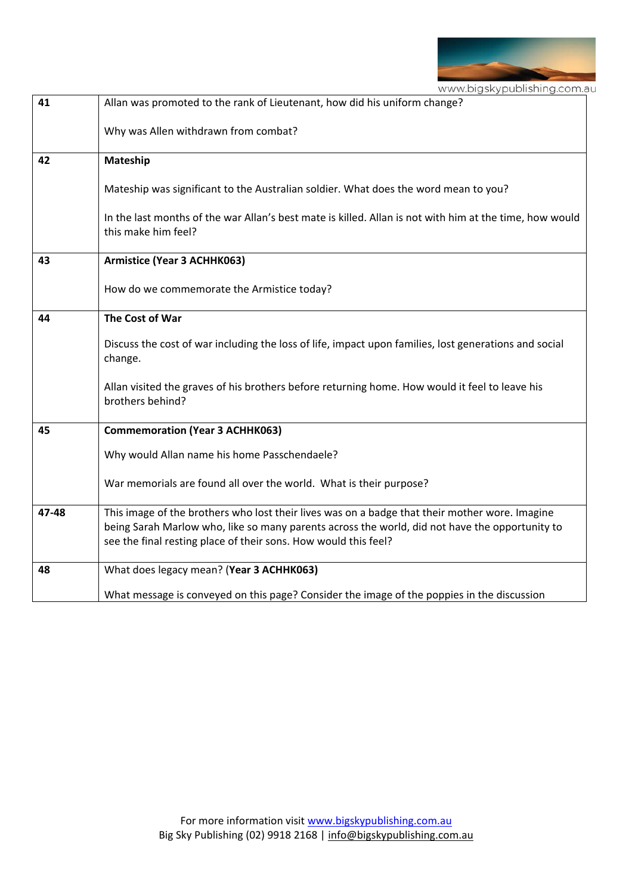| | |
|---|---|
| 41 | Allan was promoted to the rank of Lieutenant, how did his uniform change?<br><br>Why was Allen withdrawn from combat? |
| 42 | **Mateship**<br><br>Mateship was significant to the Australian soldier. What does the word mean to you?<br><br>In the last months of the war Allan's best mate is killed. Allan is not with him at the time, how would this make him feel? |
| 43 | **Armistice (Year 3 ACHHK063)**<br><br>How do we commemorate the Armistice today? |
| 44 | **The Cost of War**<br><br>Discuss the cost of war including the loss of life, impact upon families, lost generations and social change.<br><br>Allan visited the graves of his brothers before returning home. How would it feel to leave his brothers behind? |
| 45 | **Commemoration (Year 3 ACHHK063)**<br><br>Why would Allan name his home Passchendaele?<br><br>War memorials are found all over the world. What is their purpose? |
| 47-48 | This image of the brothers who lost their lives was on a badge that their mother wore. Imagine being Sarah Marlow who, like so many parents across the world, did not have the opportunity to see the final resting place of their sons. How would this feel? |
| 48 | What does legacy mean? (**Year 3 ACHHK063)**<br><br>What message is conveyed on this page? Consider the image of the poppies in the discussion |

For more information visit www.bigskypublishing.com.au
Big Sky Publishing (02) 9918 2168 | info@bigskypublishing.com.au